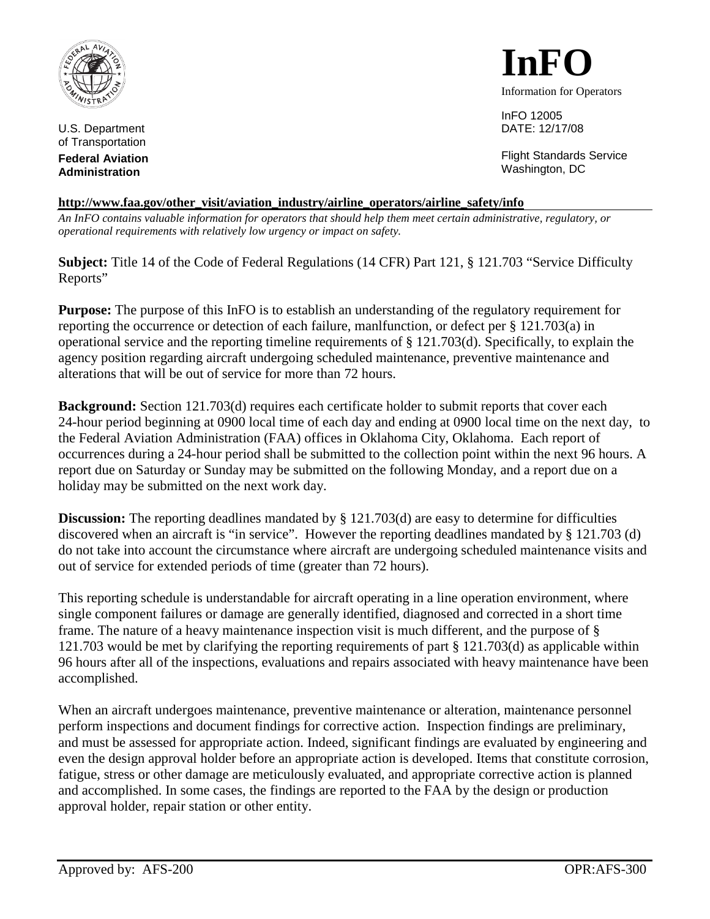U.S. Department of Transportation
**Federal Aviation Administration**

# InFO

Information for Operators

InFO 12005
DATE: 12/17/08

Flight Standards Service
Washington, DC

**http://www.faa.gov/other_visit/aviation_industry/airline_operators/airline_safety/info**

*An InFO contains valuable information for operators that should help them meet certain administrative, regulatory, or operational requirements with relatively low urgency or impact on safety.*

**Subject:** Title 14 of the Code of Federal Regulations (14 CFR) Part 121, § 121.703 "Service Difficulty Reports"

**Purpose:** The purpose of this InFO is to establish an understanding of the regulatory requirement for reporting the occurrence or detection of each failure, manlfunction, or defect per § 121.703(a) in operational service and the reporting timeline requirements of § 121.703(d). Specifically, to explain the agency position regarding aircraft undergoing scheduled maintenance, preventive maintenance and alterations that will be out of service for more than 72 hours.

**Background:** Section 121.703(d) requires each certificate holder to submit reports that cover each 24-hour period beginning at 0900 local time of each day and ending at 0900 local time on the next day, to the Federal Aviation Administration (FAA) offices in Oklahoma City, Oklahoma. Each report of occurrences during a 24-hour period shall be submitted to the collection point within the next 96 hours. A report due on Saturday or Sunday may be submitted on the following Monday, and a report due on a holiday may be submitted on the next work day.

**Discussion:** The reporting deadlines mandated by § 121.703(d) are easy to determine for difficulties discovered when an aircraft is "in service". However the reporting deadlines mandated by § 121.703 (d) do not take into account the circumstance where aircraft are undergoing scheduled maintenance visits and out of service for extended periods of time (greater than 72 hours).

This reporting schedule is understandable for aircraft operating in a line operation environment, where single component failures or damage are generally identified, diagnosed and corrected in a short time frame. The nature of a heavy maintenance inspection visit is much different, and the purpose of § 121.703 would be met by clarifying the reporting requirements of part § 121.703(d) as applicable within 96 hours after all of the inspections, evaluations and repairs associated with heavy maintenance have been accomplished.

When an aircraft undergoes maintenance, preventive maintenance or alteration, maintenance personnel perform inspections and document findings for corrective action. Inspection findings are preliminary, and must be assessed for appropriate action. Indeed, significant findings are evaluated by engineering and even the design approval holder before an appropriate action is developed. Items that constitute corrosion, fatigue, stress or other damage are meticulously evaluated, and appropriate corrective action is planned and accomplished. In some cases, the findings are reported to the FAA by the design or production approval holder, repair station or other entity.

Approved by: AFS-200 OPR:AFS-300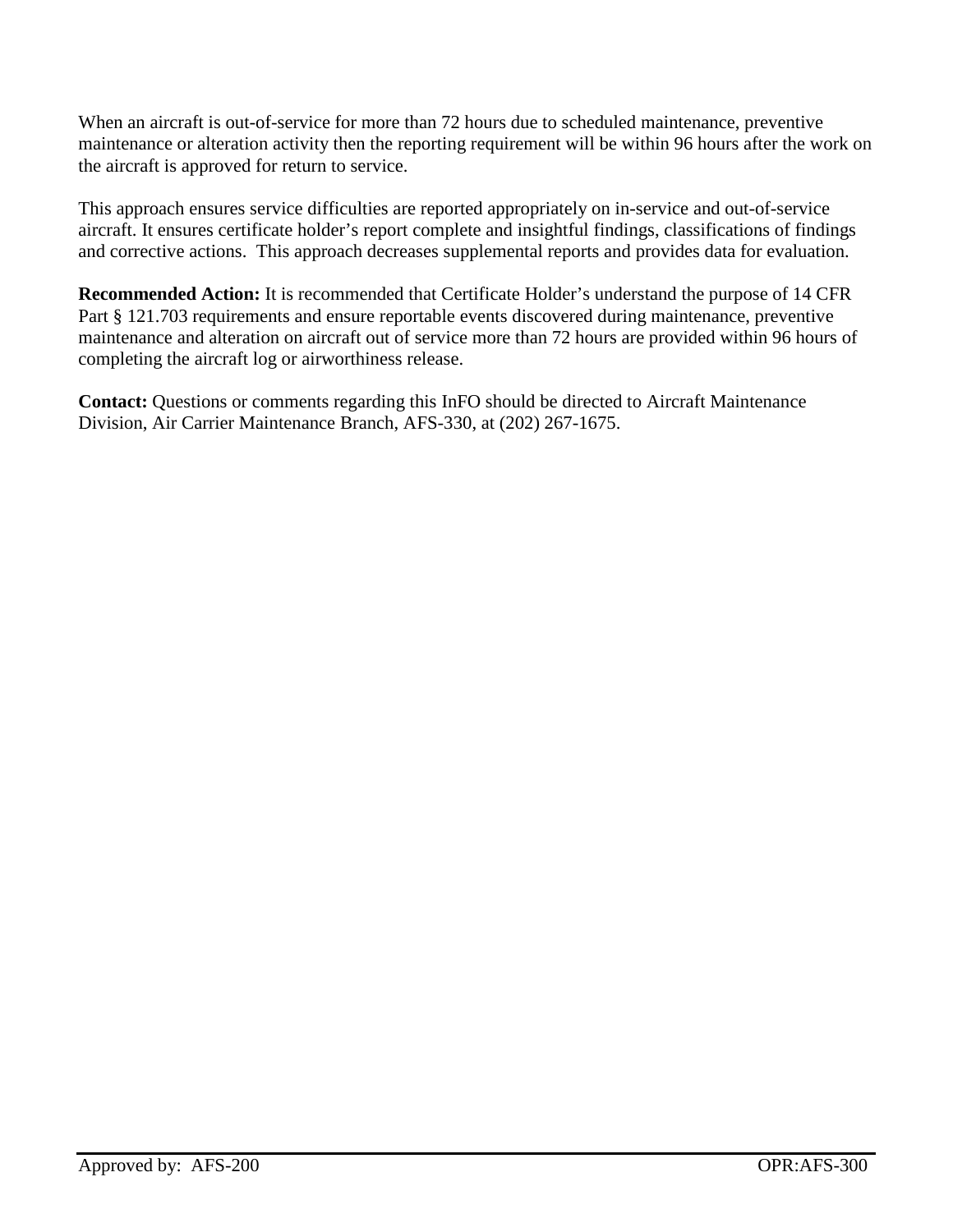When an aircraft is out-of-service for more than 72 hours due to scheduled maintenance, preventive maintenance or alteration activity then the reporting requirement will be within 96 hours after the work on the aircraft is approved for return to service.

This approach ensures service difficulties are reported appropriately on in-service and out-of-service aircraft. It ensures certificate holder's report complete and insightful findings, classifications of findings and corrective actions. This approach decreases supplemental reports and provides data for evaluation.

**Recommended Action:** It is recommended that Certificate Holder's understand the purpose of 14 CFR Part § 121.703 requirements and ensure reportable events discovered during maintenance, preventive maintenance and alteration on aircraft out of service more than 72 hours are provided within 96 hours of completing the aircraft log or airworthiness release.

**Contact:** Questions or comments regarding this InFO should be directed to Aircraft Maintenance Division, Air Carrier Maintenance Branch, AFS-330, at (202) 267-1675.

Approved by: AFS-200 OPR:AFS-300